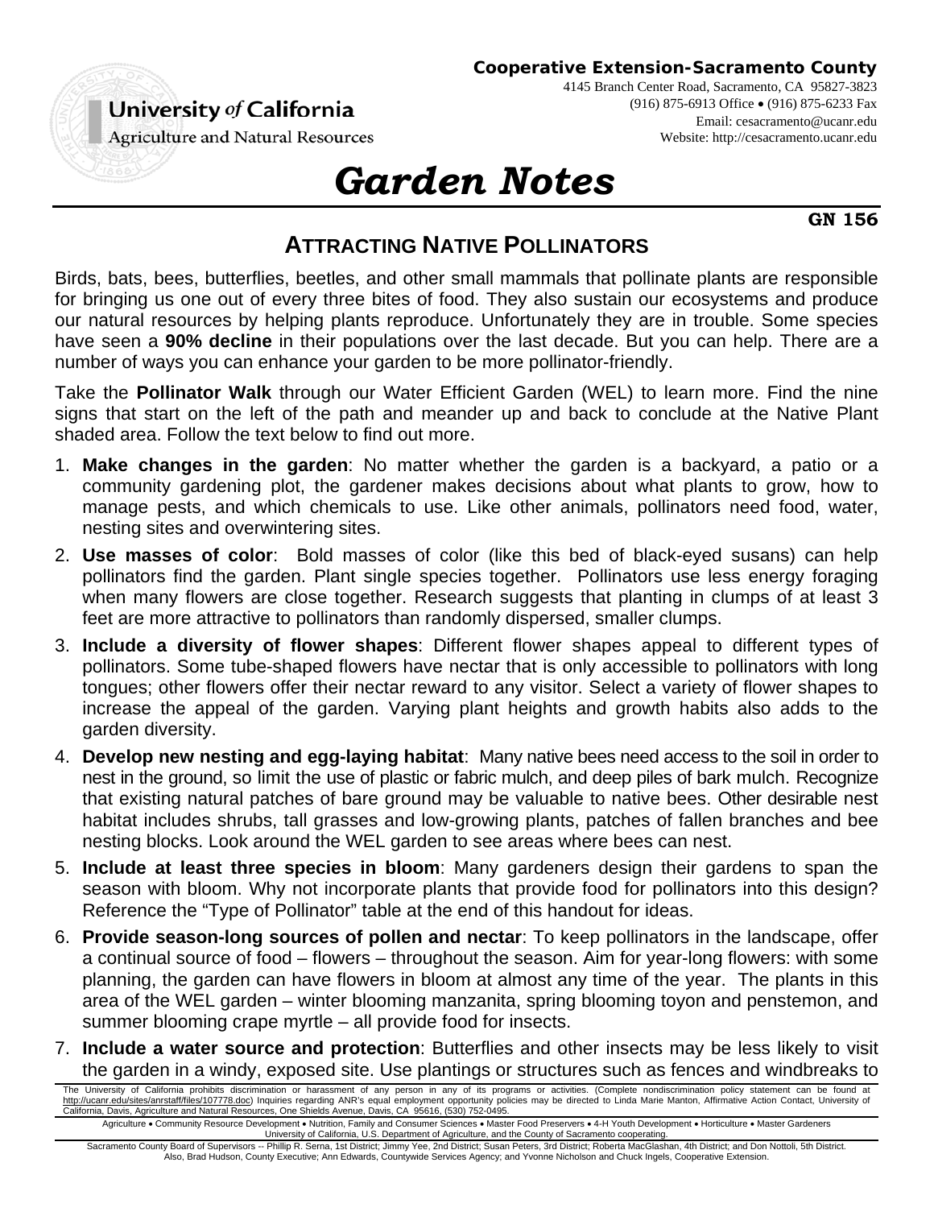**Cooperative Extension-Sacramento County**
4145 Branch Center Road, Sacramento, CA 95827-3823
(916) 875-6913 Office • (916) 875-6233 Fax
Email: cesacramento@ucanr.edu
Website: http://cesacramento.ucanr.edu

University of California
Agriculture and Natural Resources

# *Garden Notes*

**GN 156**

## ATTRACTING NATIVE POLLINATORS

Birds, bats, bees, butterflies, beetles, and other small mammals that pollinate plants are responsible for bringing us one out of every three bites of food. They also sustain our ecosystems and produce our natural resources by helping plants reproduce. Unfortunately they are in trouble. Some species have seen a **90% decline** in their populations over the last decade. But you can help. There are a number of ways you can enhance your garden to be more pollinator-friendly.

Take the **Pollinator Walk** through our Water Efficient Garden (WEL) to learn more. Find the nine signs that start on the left of the path and meander up and back to conclude at the Native Plant shaded area. Follow the text below to find out more.

1. **Make changes in the garden**: No matter whether the garden is a backyard, a patio or a community gardening plot, the gardener makes decisions about what plants to grow, how to manage pests, and which chemicals to use. Like other animals, pollinators need food, water, nesting sites and overwintering sites.
2. **Use masses of color**: Bold masses of color (like this bed of black-eyed susans) can help pollinators find the garden. Plant single species together. Pollinators use less energy foraging when many flowers are close together. Research suggests that planting in clumps of at least 3 feet are more attractive to pollinators than randomly dispersed, smaller clumps.
3. **Include a diversity of flower shapes**: Different flower shapes appeal to different types of pollinators. Some tube-shaped flowers have nectar that is only accessible to pollinators with long tongues; other flowers offer their nectar reward to any visitor. Select a variety of flower shapes to increase the appeal of the garden. Varying plant heights and growth habits also adds to the garden diversity.
4. **Develop new nesting and egg-laying habitat**: Many native bees need access to the soil in order to nest in the ground, so limit the use of plastic or fabric mulch, and deep piles of bark mulch. Recognize that existing natural patches of bare ground may be valuable to native bees. Other desirable nest habitat includes shrubs, tall grasses and low-growing plants, patches of fallen branches and bee nesting blocks. Look around the WEL garden to see areas where bees can nest.
5. **Include at least three species in bloom**: Many gardeners design their gardens to span the season with bloom. Why not incorporate plants that provide food for pollinators into this design? Reference the "Type of Pollinator" table at the end of this handout for ideas.
6. **Provide season-long sources of pollen and nectar**: To keep pollinators in the landscape, offer a continual source of food – flowers – throughout the season. Aim for year-long flowers: with some planning, the garden can have flowers in bloom at almost any time of the year. The plants in this area of the WEL garden – winter blooming manzanita, spring blooming toyon and penstemon, and summer blooming crape myrtle – all provide food for insects.
7. **Include a water source and protection**: Butterflies and other insects may be less likely to visit the garden in a windy, exposed site. Use plantings or structures such as fences and windbreaks to

The University of California prohibits discrimination or harassment of any person in any of its programs or activities. (Complete nondiscrimination policy statement can be found at http://ucanr.edu/sites/anrstaff/files/107778.doc) Inquiries regarding ANR's equal employment opportunity policies may be directed to Linda Marie Manton, Affirmative Action Contact, University of California, Davis, Agriculture and Natural Resources, One Shields Avenue, Davis, CA 95616, (530) 752-0495.

Agriculture • Community Resource Development • Nutrition, Family and Consumer Sciences • Master Food Preservers • 4-H Youth Development • Horticulture • Master Gardeners
University of California, U.S. Department of Agriculture, and the County of Sacramento cooperating.

Sacramento County Board of Supervisors -- Phillip R. Serna, 1st District; Jimmy Yee, 2nd District; Susan Peters, 3rd District; Roberta MacGlashan, 4th District; and Don Nottoli, 5th District.
Also, Brad Hudson, County Executive; Ann Edwards, Countywide Services Agency; and Yvonne Nicholson and Chuck Ingels, Cooperative Extension.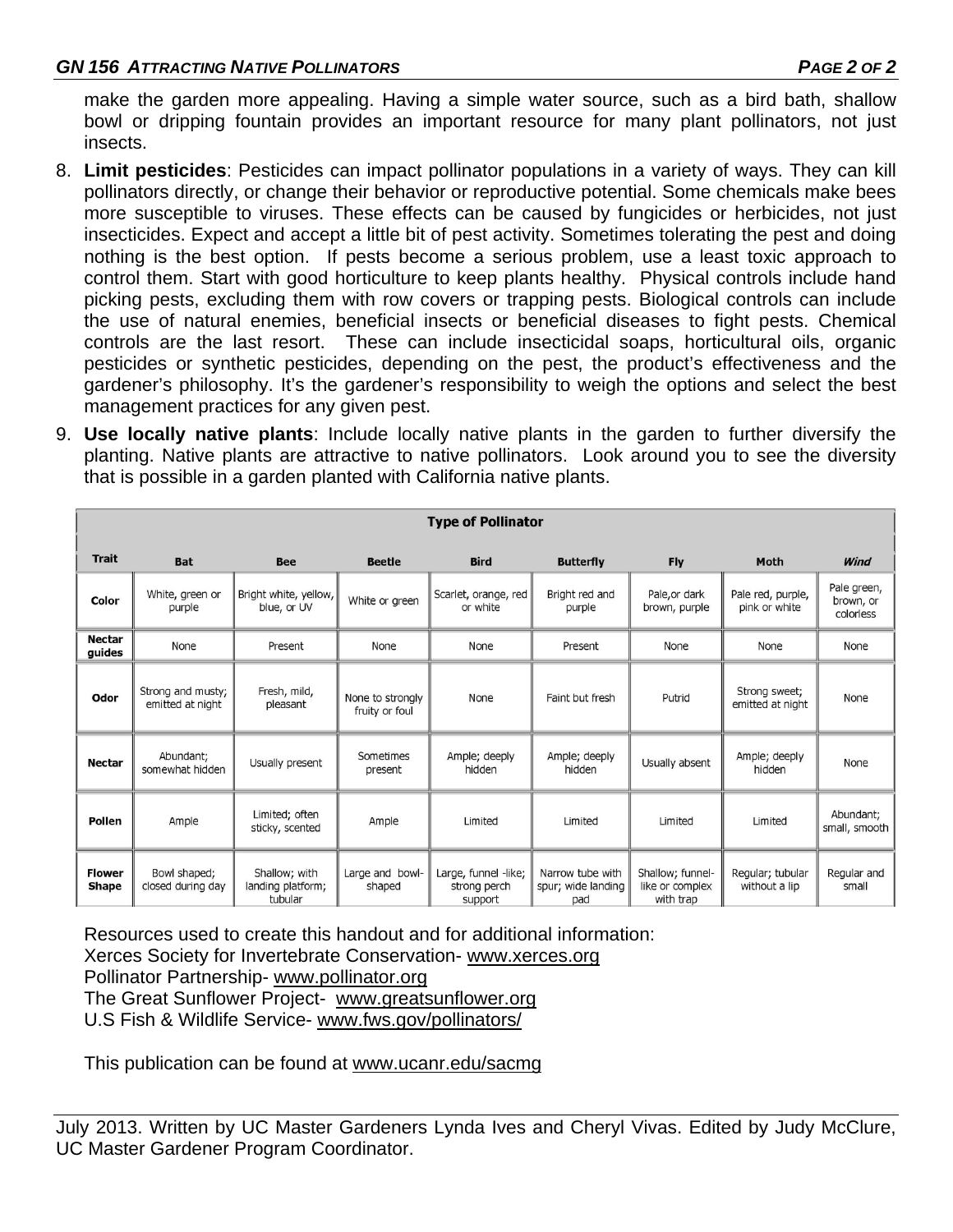make the garden more appealing. Having a simple water source, such as a bird bath, shallow bowl or dripping fountain provides an important resource for many plant pollinators, not just insects.

8. **Limit pesticides**: Pesticides can impact pollinator populations in a variety of ways. They can kill pollinators directly, or change their behavior or reproductive potential. Some chemicals make bees more susceptible to viruses. These effects can be caused by fungicides or herbicides, not just insecticides. Expect and accept a little bit of pest activity. Sometimes tolerating the pest and doing nothing is the best option. If pests become a serious problem, use a least toxic approach to control them. Start with good horticulture to keep plants healthy. Physical controls include hand picking pests, excluding them with row covers or trapping pests. Biological controls can include the use of natural enemies, beneficial insects or beneficial diseases to fight pests. Chemical controls are the last resort. These can include insecticidal soaps, horticultural oils, organic pesticides or synthetic pesticides, depending on the pest, the product's effectiveness and the gardener's philosophy. It's the gardener's responsibility to weigh the options and select the best management practices for any given pest.
9. **Use locally native plants**: Include locally native plants in the garden to further diversify the planting. Native plants are attractive to native pollinators. Look around you to see the diversity that is possible in a garden planted with California native plants.

| | **Type of Pollinator** | | | | | | | |
|---|---|---|---|---|---|---|---|---|
| **Trait** | **Bat** | **Bee** | **Beetle** | **Bird** | **Butterfly** | **Fly** | **Moth** | ***Wind*** |
| **Color** | White, green or purple | Bright white, yellow, blue, or UV | White or green | Scarlet, orange, red or white | Bright red and purple | Pale,or dark brown, purple | Pale red, purple, pink or white | Pale green, brown, or colorless |
| **Nectar guides** | None | Present | None | None | Present | None | None | None |
| **Odor** | Strong and musty; emitted at night | Fresh, mild, pleasant | None to strongly fruity or foul | None | Faint but fresh | Putrid | Strong sweet; emitted at night | None |
| **Nectar** | Abundant; somewhat hidden | Usually present | Sometimes present | Ample; deeply hidden | Ample; deeply hidden | Usually absent | Ample; deeply hidden | None |
| **Pollen** | Ample | Limited; often sticky, scented | Ample | Limited | Limited | Limited | Limited | Abundant; small, smooth |
| **Flower Shape** | Bowl shaped; closed during day | Shallow; with landing platform; tubular | Large and bowl-shaped | Large, funnel -like; strong perch support | Narrow tube with spur; wide landing pad | Shallow; funnel-like or complex with trap | Regular; tubular without a lip | Regular and small |

Resources used to create this handout and for additional information:
Xerces Society for Invertebrate Conservation- www.xerces.org
Pollinator Partnership- www.pollinator.org
The Great Sunflower Project- www.greatsunflower.org
U.S Fish & Wildlife Service- www.fws.gov/pollinators/

This publication can be found at www.ucanr.edu/sacmg

July 2013. Written by UC Master Gardeners Lynda Ives and Cheryl Vivas. Edited by Judy McClure, UC Master Gardener Program Coordinator.